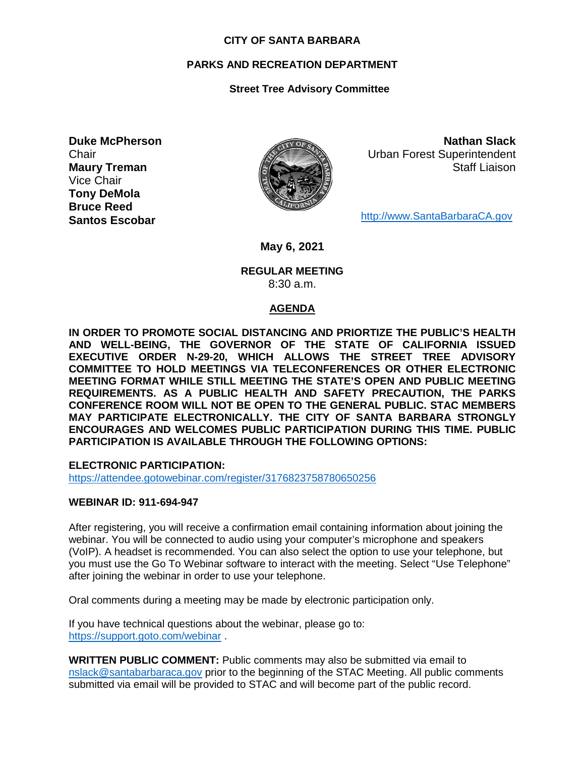# CITY OF SANTA BARBARA

## PARKS AND RECREATION DEPARTMENT

### Street Tree Advisory Committee

**Duke McPherson**
Chair
**Maury Treman**
Vice Chair
**Tony DeMola**
**Bruce Reed**
**Santos Escobar**

**Nathan Slack**
Urban Forest Superintendent
Staff Liaison

http://www.SantaBarbaraCA.gov

**May 6, 2021**

**REGULAR MEETING**
8:30 a.m.

**AGENDA**

**IN ORDER TO PROMOTE SOCIAL DISTANCING AND PRIORTIZE THE PUBLIC'S HEALTH AND WELL-BEING, THE GOVERNOR OF THE STATE OF CALIFORNIA ISSUED EXECUTIVE ORDER N-29-20, WHICH ALLOWS THE STREET TREE ADVISORY COMMITTEE TO HOLD MEETINGS VIA TELECONFERENCES OR OTHER ELECTRONIC MEETING FORMAT WHILE STILL MEETING THE STATE'S OPEN AND PUBLIC MEETING REQUIREMENTS. AS A PUBLIC HEALTH AND SAFETY PRECAUTION, THE PARKS CONFERENCE ROOM WILL NOT BE OPEN TO THE GENERAL PUBLIC. STAC MEMBERS MAY PARTICIPATE ELECTRONICALLY. THE CITY OF SANTA BARBARA STRONGLY ENCOURAGES AND WELCOMES PUBLIC PARTICIPATION DURING THIS TIME. PUBLIC PARTICIPATION IS AVAILABLE THROUGH THE FOLLOWING OPTIONS:**

**ELECTRONIC PARTICIPATION:**
https://attendee.gotowebinar.com/register/3176823758780650256

**WEBINAR ID: 911-694-947**

After registering, you will receive a confirmation email containing information about joining the webinar. You will be connected to audio using your computer's microphone and speakers (VoIP). A headset is recommended. You can also select the option to use your telephone, but you must use the Go To Webinar software to interact with the meeting. Select "Use Telephone" after joining the webinar in order to use your telephone.

Oral comments during a meeting may be made by electronic participation only.

If you have technical questions about the webinar, please go to:
https://support.goto.com/webinar .

**WRITTEN PUBLIC COMMENT:** Public comments may also be submitted via email to nslack@santabarbaraca.gov prior to the beginning of the STAC Meeting. All public comments submitted via email will be provided to STAC and will become part of the public record.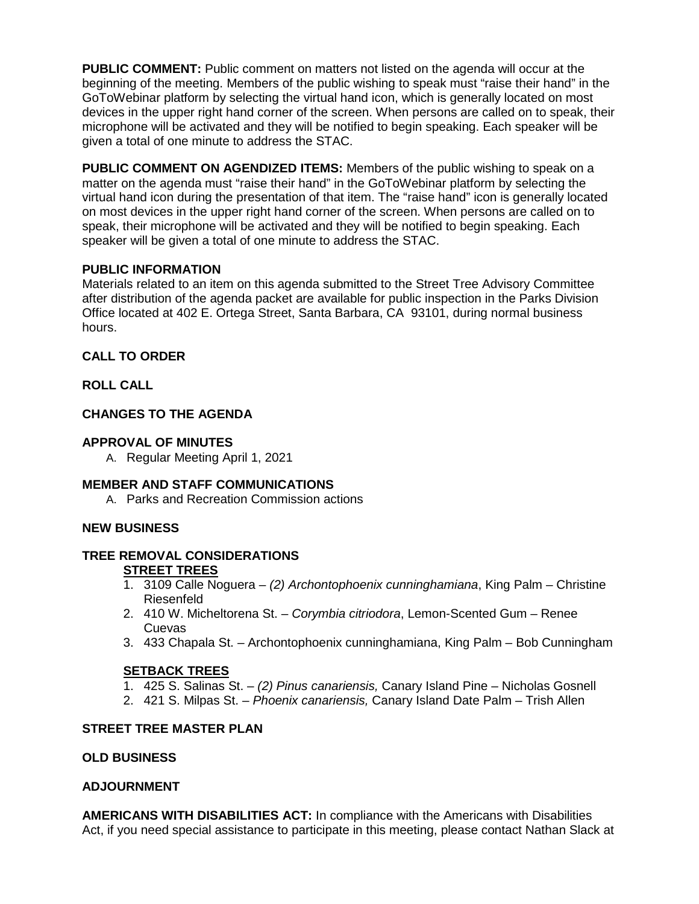**PUBLIC COMMENT:** Public comment on matters not listed on the agenda will occur at the beginning of the meeting. Members of the public wishing to speak must "raise their hand" in the GoToWebinar platform by selecting the virtual hand icon, which is generally located on most devices in the upper right hand corner of the screen. When persons are called on to speak, their microphone will be activated and they will be notified to begin speaking. Each speaker will be given a total of one minute to address the STAC.

**PUBLIC COMMENT ON AGENDIZED ITEMS:** Members of the public wishing to speak on a matter on the agenda must "raise their hand" in the GoToWebinar platform by selecting the virtual hand icon during the presentation of that item. The "raise hand" icon is generally located on most devices in the upper right hand corner of the screen. When persons are called on to speak, their microphone will be activated and they will be notified to begin speaking. Each speaker will be given a total of one minute to address the STAC.

**PUBLIC INFORMATION**

Materials related to an item on this agenda submitted to the Street Tree Advisory Committee after distribution of the agenda packet are available for public inspection in the Parks Division Office located at 402 E. Ortega Street, Santa Barbara, CA 93101, during normal business hours.

**CALL TO ORDER**

**ROLL CALL**

**CHANGES TO THE AGENDA**

**APPROVAL OF MINUTES**

A. Regular Meeting April 1, 2021

**MEMBER AND STAFF COMMUNICATIONS**

A. Parks and Recreation Commission actions

**NEW BUSINESS**

**TREE REMOVAL CONSIDERATIONS**

**STREET TREES**

1. 3109 Calle Noguera – *(2) Archontophoenix cunninghamiana*, King Palm – Christine Riesenfeld
2. 410 W. Micheltorena St. – *Corymbia citriodora*, Lemon-Scented Gum – Renee Cuevas
3. 433 Chapala St. – Archontophoenix cunninghamiana, King Palm – Bob Cunningham

**SETBACK TREES**

1. 425 S. Salinas St. – *(2) Pinus canariensis,* Canary Island Pine – Nicholas Gosnell
2. 421 S. Milpas St. – *Phoenix canariensis,* Canary Island Date Palm – Trish Allen

**STREET TREE MASTER PLAN**

**OLD BUSINESS**

**ADJOURNMENT**

**AMERICANS WITH DISABILITIES ACT:** In compliance with the Americans with Disabilities Act, if you need special assistance to participate in this meeting, please contact Nathan Slack at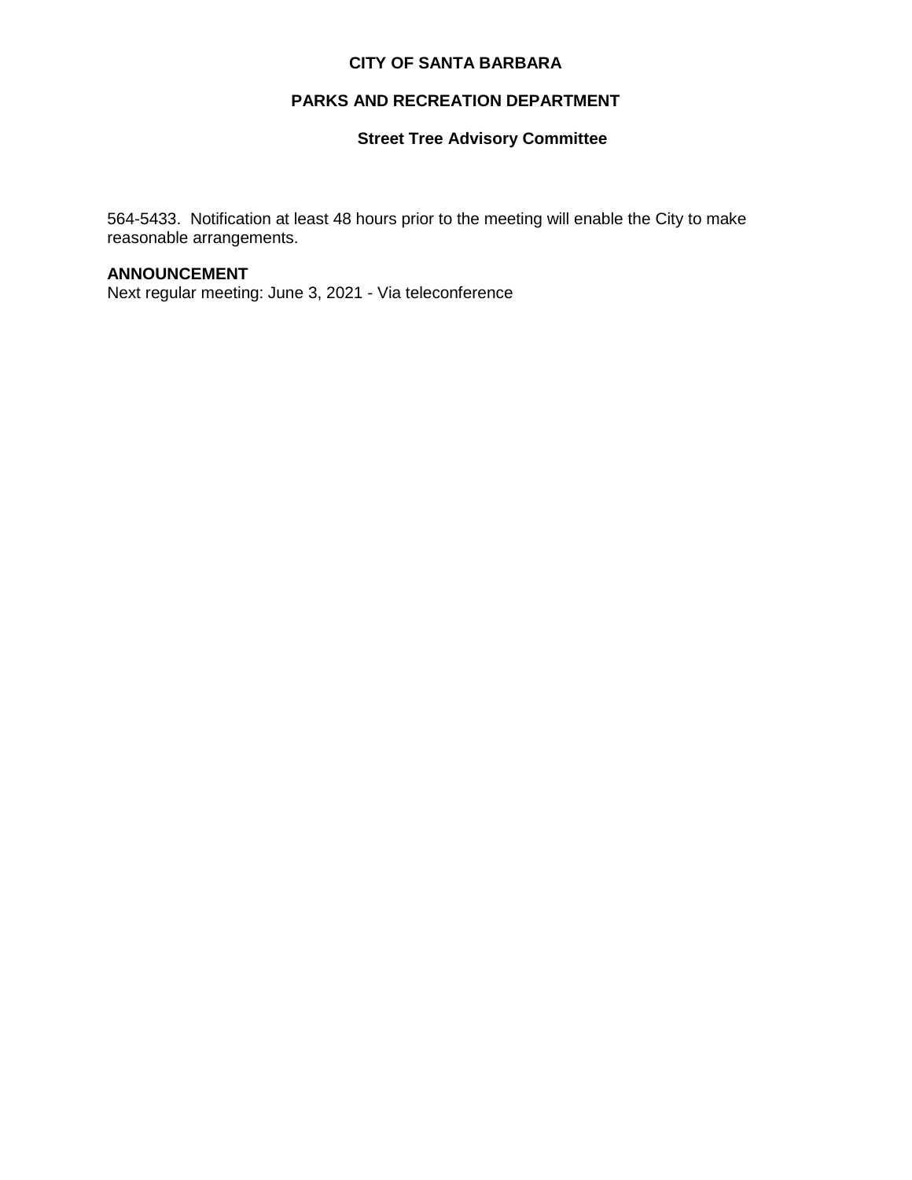564-5433. Notification at least 48 hours prior to the meeting will enable the City to make reasonable arrangements.

**ANNOUNCEMENT**

Next regular meeting: June 3, 2021 - Via teleconference